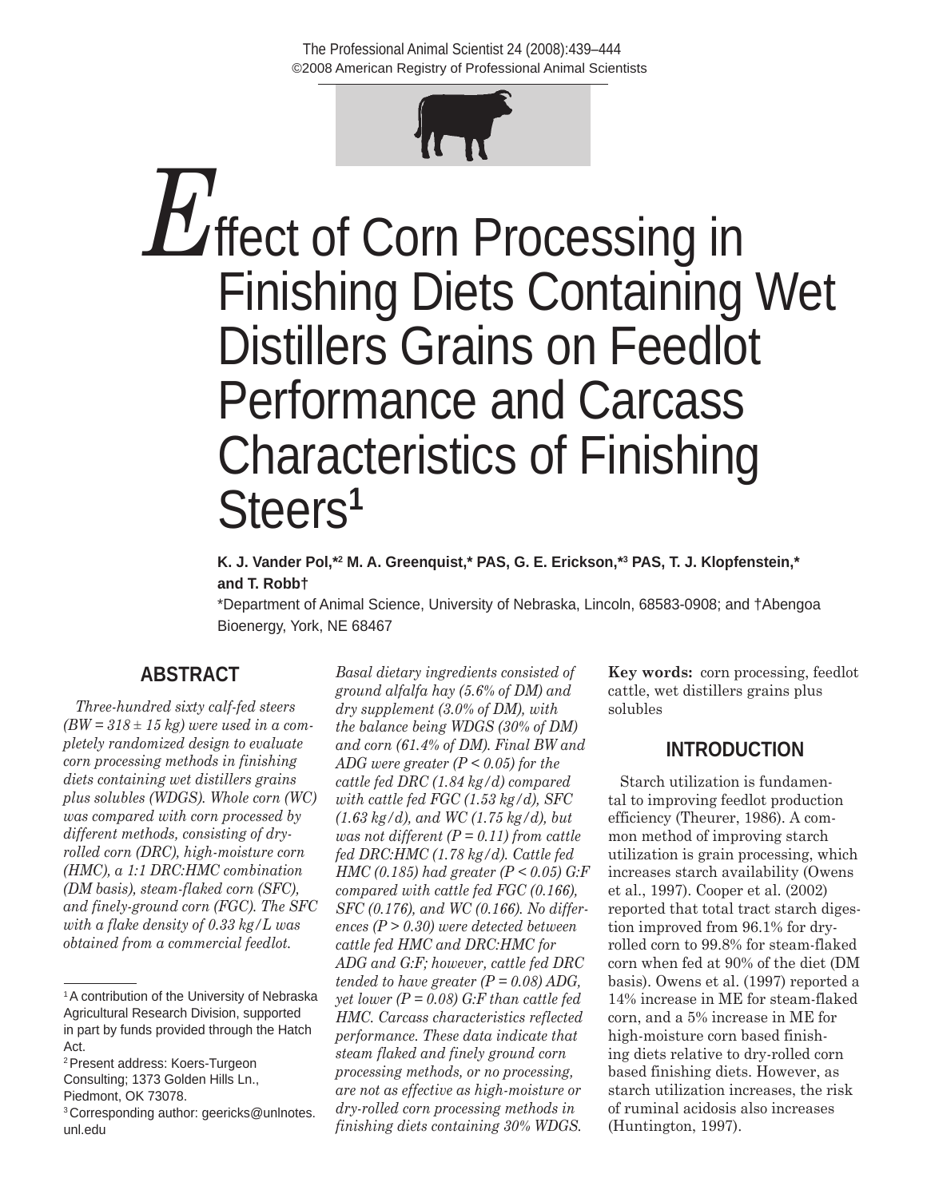# Effect of Corn Processing in Finishing Diets Containing Wet Distillers Grains on Feedlot Performance and Carcass Characteristics of Finishing Steers[1]

**K. J. Vander Pol,*[2] M. A. Greenquist,* PAS, G. E. Erickson,*[3] PAS, T. J. Klopfenstein,* and T. Robb†**

*Department of Animal Science, University of Nebraska, Lincoln, 68583-0908; and †Abengoa Bioenergy, York, NE 68467

## ABSTRACT

*Three-hundred sixty calf-fed steers (BW = 318 ± 15 kg) were used in a completely randomized design to evaluate corn processing methods in finishing diets containing wet distillers grains plus solubles (WDGS). Whole corn (WC) was compared with corn processed by different methods, consisting of dry-rolled corn (DRC), high-moisture corn (HMC), a 1:1 DRC:HMC combination (DM basis), steam-flaked corn (SFC), and finely-ground corn (FGC). The SFC with a flake density of 0.33 kg/L was obtained from a commercial feedlot. Basal dietary ingredients consisted of ground alfalfa hay (5.6% of DM) and dry supplement (3.0% of DM), with the balance being WDGS (30% of DM) and corn (61.4% of DM). Final BW and ADG were greater ($P < 0.05$) for the cattle fed DRC (1.84 kg/d) compared with cattle fed FGC (1.53 kg/d), SFC (1.63 kg/d), and WC (1.75 kg/d), but was not different ($P = 0.11$) from cattle fed DRC:HMC (1.78 kg/d). Cattle fed HMC (0.185) had greater ($P < 0.05$) G:F compared with cattle fed FGC (0.166), SFC (0.176), and WC (0.166). No differences ($P > 0.30$) were detected between cattle fed HMC and DRC:HMC for ADG and G:F; however, cattle fed DRC tended to have greater ($P = 0.08$) ADG, yet lower ($P = 0.08$) G:F than cattle fed HMC. Carcass characteristics reflected performance. These data indicate that steam flaked and finely ground corn processing methods, or no processing, are not as effective as high-moisture or dry-rolled corn processing methods in finishing diets containing 30% WDGS.*

**Key words:** corn processing, feedlot cattle, wet distillers grains plus solubles

## INTRODUCTION

Starch utilization is fundamental to improving feedlot production efficiency (Theurer, 1986). A common method of improving starch utilization is grain processing, which increases starch availability (Owens et al., 1997). Cooper et al. (2002) reported that total tract starch digestion improved from 96.1% for dry-rolled corn to 99.8% for steam-flaked corn when fed at 90% of the diet (DM basis). Owens et al. (1997) reported a 14% increase in ME for steam-flaked corn, and a 5% increase in ME for high-moisture corn based finishing diets relative to dry-rolled corn based finishing diets. However, as starch utilization increases, the risk of ruminal acidosis also increases (Huntington, 1997).

---

[1] A contribution of the University of Nebraska Agricultural Research Division, supported in part by funds provided through the Hatch Act.

[2] Present address: Koers-Turgeon Consulting; 1373 Golden Hills Ln., Piedmont, OK 73078.

[3] Corresponding author: geericks@unlnotes.unl.edu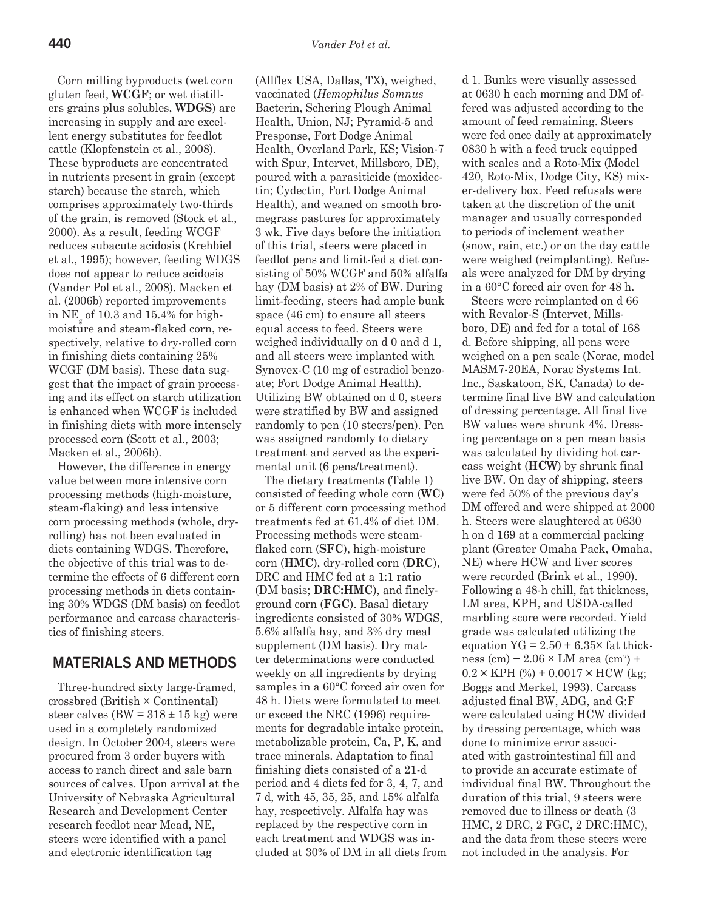Corn milling byproducts (wet corn gluten feed, **WCGF**; or wet distillers grains plus solubles, **WDGS**) are increasing in supply and are excellent energy substitutes for feedlot cattle (Klopfenstein et al., 2008). These byproducts are concentrated in nutrients present in grain (except starch) because the starch, which comprises approximately two-thirds of the grain, is removed (Stock et al., 2000). As a result, feeding WCGF reduces subacute acidosis (Krehbiel et al., 1995); however, feeding WDGS does not appear to reduce acidosis (Vander Pol et al., 2008). Macken et al. (2006b) reported improvements in $NE_g$ of 10.3 and 15.4% for high-moisture and steam-flaked corn, respectively, relative to dry-rolled corn in finishing diets containing 25% WCGF (DM basis). These data suggest that the impact of grain processing and its effect on starch utilization is enhanced when WCGF is included in finishing diets with more intensely processed corn (Scott et al., 2003; Macken et al., 2006b).

However, the difference in energy value between more intensive corn processing methods (high-moisture, steam-flaking) and less intensive corn processing methods (whole, dry-rolling) has not been evaluated in diets containing WDGS. Therefore, the objective of this trial was to determine the effects of 6 different corn processing methods in diets containing 30% WDGS (DM basis) on feedlot performance and carcass characteristics of finishing steers.

## MATERIALS AND METHODS

Three-hundred sixty large-framed, crossbred (British × Continental) steer calves (BW = 318 ± 15 kg) were used in a completely randomized design. In October 2004, steers were procured from 3 order buyers with access to ranch direct and sale barn sources of calves. Upon arrival at the University of Nebraska Agricultural Research and Development Center research feedlot near Mead, NE, steers were identified with a panel and electronic identification tag (Allflex USA, Dallas, TX), weighed, vaccinated (*Hemophilus Somnus* Bacterin, Schering Plough Animal Health, Union, NJ; Pyramid-5 and Presponse, Fort Dodge Animal Health, Overland Park, KS; Vision-7 with Spur, Intervet, Millsboro, DE), poured with a parasiticide (moxidectin; Cydectin, Fort Dodge Animal Health), and weaned on smooth bromegrass pastures for approximately 3 wk. Five days before the initiation of this trial, steers were placed in feedlot pens and limit-fed a diet consisting of 50% WCGF and 50% alfalfa hay (DM basis) at 2% of BW. During limit-feeding, steers had ample bunk space (46 cm) to ensure all steers equal access to feed. Steers were weighed individually on d 0 and d 1, and all steers were implanted with Synovex-C (10 mg of estradiol benzoate; Fort Dodge Animal Health). Utilizing BW obtained on d 0, steers were stratified by BW and assigned randomly to pen (10 steers/pen). Pen was assigned randomly to dietary treatment and served as the experimental unit (6 pens/treatment).

The dietary treatments (Table 1) consisted of feeding whole corn (**WC**) or 5 different corn processing method treatments fed at 61.4% of diet DM. Processing methods were steam-flaked corn (**SFC**), high-moisture corn (**HMC**), dry-rolled corn (**DRC**), DRC and HMC fed at a 1:1 ratio (DM basis; **DRC:HMC**), and finely-ground corn (**FGC**). Basal dietary ingredients consisted of 30% WDGS, 5.6% alfalfa hay, and 3% dry meal supplement (DM basis). Dry matter determinations were conducted weekly on all ingredients by drying samples in a 60°C forced air oven for 48 h. Diets were formulated to meet or exceed the NRC (1996) requirements for degradable intake protein, metabolizable protein, Ca, P, K, and trace minerals. Adaptation to final finishing diets consisted of a 21-d period and 4 diets fed for 3, 4, 7, and 7 d, with 45, 35, 25, and 15% alfalfa hay, respectively. Alfalfa hay was replaced by the respective corn in each treatment and WDGS was included at 30% of DM in all diets from d 1. Bunks were visually assessed at 0630 h each morning and DM offered was adjusted according to the amount of feed remaining. Steers were fed once daily at approximately 0830 h with a feed truck equipped with scales and a Roto-Mix (Model 420, Roto-Mix, Dodge City, KS) mixer-delivery box. Feed refusals were taken at the discretion of the unit manager and usually corresponded to periods of inclement weather (snow, rain, etc.) or on the day cattle were weighed (reimplanting). Refusals were analyzed for DM by drying in a 60°C forced air oven for 48 h.

Steers were reimplanted on d 66 with Revalor-S (Intervet, Millsboro, DE) and fed for a total of 168 d. Before shipping, all pens were weighed on a pen scale (Norac, model MASM7-20EA, Norac Systems Int. Inc., Saskatoon, SK, Canada) to determine final live BW and calculation of dressing percentage. All final live BW values were shrunk 4%. Dressing percentage on a pen mean basis was calculated by dividing hot carcass weight (**HCW**) by shrunk final live BW. On day of shipping, steers were fed 50% of the previous day's DM offered and were shipped at 2000 h. Steers were slaughtered at 0630 h on d 169 at a commercial packing plant (Greater Omaha Pack, Omaha, NE) where HCW and liver scores were recorded (Brink et al., 1990). Following a 48-h chill, fat thickness, LM area, KPH, and USDA-called marbling score were recorded. Yield grade was calculated utilizing the equation $YG = 2.50 + 6.35\times$ fat thickness (cm) $- 2.06 \times$ LM area (cm$^2$) $+ 0.2 \times$ KPH (%) $+ 0.0017 \times$ HCW (kg; Boggs and Merkel, 1993). Carcass adjusted final BW, ADG, and G:F were calculated using HCW divided by dressing percentage, which was done to minimize error associated with gastrointestinal fill and to provide an accurate estimate of individual final BW. Throughout the duration of this trial, 9 steers were removed due to illness or death (3 HMC, 2 DRC, 2 FGC, 2 DRC:HMC), and the data from these steers were not included in the analysis. For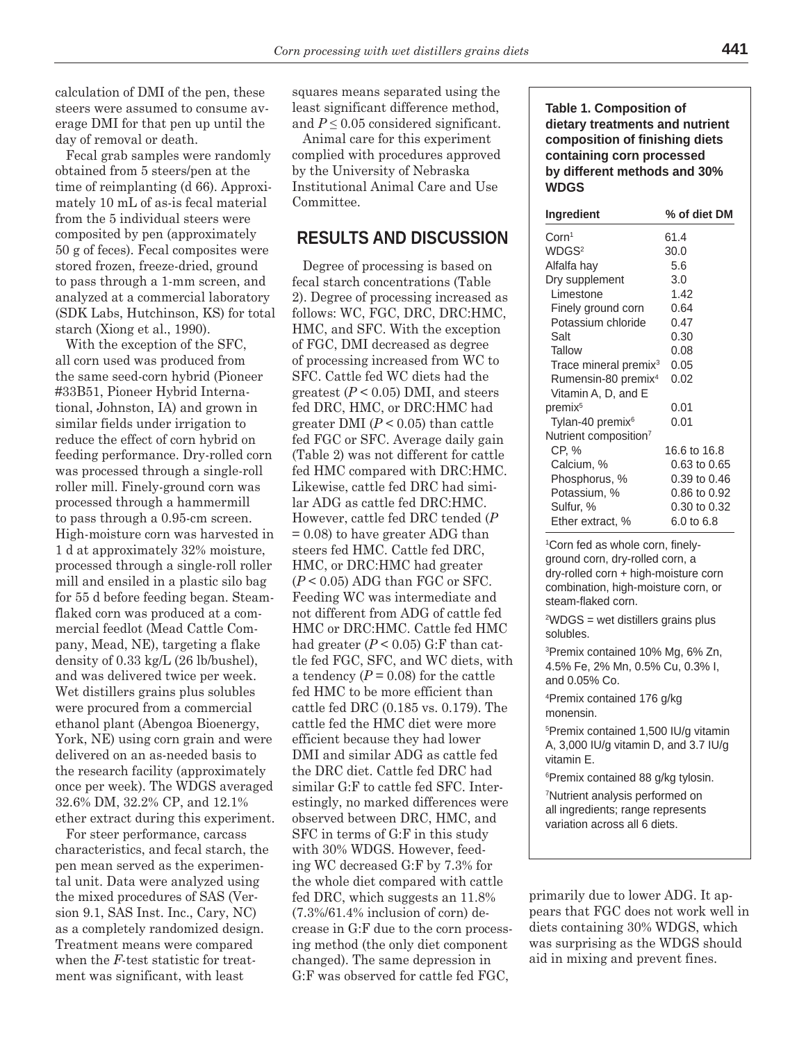calculation of DMI of the pen, these steers were assumed to consume average DMI for that pen up until the day of removal or death.

Fecal grab samples were randomly obtained from 5 steers/pen at the time of reimplanting (d 66). Approximately 10 mL of as-is fecal material from the 5 individual steers were composited by pen (approximately 50 g of feces). Fecal composites were stored frozen, freeze-dried, ground to pass through a 1-mm screen, and analyzed at a commercial laboratory (SDK Labs, Hutchinson, KS) for total starch (Xiong et al., 1990).

With the exception of the SFC, all corn used was produced from the same seed-corn hybrid (Pioneer #33B51, Pioneer Hybrid International, Johnston, IA) and grown in similar fields under irrigation to reduce the effect of corn hybrid on feeding performance. Dry-rolled corn was processed through a single-roll roller mill. Finely-ground corn was processed through a hammermill to pass through a 0.95-cm screen. High-moisture corn was harvested in 1 d at approximately 32% moisture, processed through a single-roll roller mill and ensiled in a plastic silo bag for 55 d before feeding began. Steam-flaked corn was produced at a commercial feedlot (Mead Cattle Company, Mead, NE), targeting a flake density of 0.33 kg/L (26 lb/bushel), and was delivered twice per week. Wet distillers grains plus solubles were procured from a commercial ethanol plant (Abengoa Bioenergy, York, NE) using corn grain and were delivered on an as-needed basis to the research facility (approximately once per week). The WDGS averaged 32.6% DM, 32.2% CP, and 12.1% ether extract during this experiment.

For steer performance, carcass characteristics, and fecal starch, the pen mean served as the experimental unit. Data were analyzed using the mixed procedures of SAS (Version 9.1, SAS Inst. Inc., Cary, NC) as a completely randomized design. Treatment means were compared when the *F*-test statistic for treatment was significant, with least squares means separated using the least significant difference method, and $P \leq 0.05$ considered significant.

Animal care for this experiment complied with procedures approved by the University of Nebraska Institutional Animal Care and Use Committee.

## RESULTS AND DISCUSSION

Degree of processing is based on fecal starch concentrations (Table 2). Degree of processing increased as follows: WC, FGC, DRC, DRC:HMC, HMC, and SFC. With the exception of FGC, DMI decreased as degree of processing increased from WC to SFC. Cattle fed WC diets had the greatest ($P < 0.05$) DMI, and steers fed DRC, HMC, or DRC:HMC had greater DMI ($P < 0.05$) than cattle fed FGC or SFC. Average daily gain (Table 2) was not different for cattle fed HMC compared with DRC:HMC. Likewise, cattle fed DRC had similar ADG as cattle fed DRC:HMC. However, cattle fed DRC tended ($P = 0.08$) to have greater ADG than steers fed HMC. Cattle fed DRC, HMC, or DRC:HMC had greater ($P < 0.05$) ADG than FGC or SFC. Feeding WC was intermediate and not different from ADG of cattle fed HMC or DRC:HMC. Cattle fed HMC had greater ($P < 0.05$) G:F than cattle fed FGC, SFC, and WC diets, with a tendency ($P = 0.08$) for the cattle fed HMC to be more efficient than cattle fed DRC (0.185 vs. 0.179). The cattle fed the HMC diet were more efficient because they had lower DMI and similar ADG as cattle fed the DRC diet. Cattle fed DRC had similar G:F to cattle fed SFC. Interestingly, no marked differences were observed between DRC, HMC, and SFC in terms of G:F in this study with 30% WDGS. However, feeding WC decreased G:F by 7.3% for the whole diet compared with cattle fed DRC, which suggests an 11.8% (7.3%/61.4% inclusion of corn) decrease in G:F due to the corn processing method (the only diet component changed). The same depression in G:F was observed for cattle fed FGC, primarily due to lower ADG. It appears that FGC does not work well in diets containing 30% WDGS, which was surprising as the WDGS should aid in mixing and prevent fines.

**Table 1. Composition of dietary treatments and nutrient composition of finishing diets containing corn processed by different methods and 30% WDGS**

| Ingredient | % of diet DM |
|---|---|
| Corn[1] | 61.4 |
| WDGS[2] | 30.0 |
| Alfalfa hay | 5.6 |
| Dry supplement | 3.0 |
| Limestone | 1.42 |
| Finely ground corn | 0.64 |
| Potassium chloride | 0.47 |
| Salt | 0.30 |
| Tallow | 0.08 |
| Trace mineral premix[3] | 0.05 |
| Rumensin-80 premix[4] | 0.02 |
| Vitamin A, D, and E premix[5] | 0.01 |
| Tylan-40 premix[6] | 0.01 |
| Nutrient composition[7] | |
| CP, % | 16.6 to 16.8 |
| Calcium, % | 0.63 to 0.65 |
| Phosphorus, % | 0.39 to 0.46 |
| Potassium, % | 0.86 to 0.92 |
| Sulfur, % | 0.30 to 0.32 |
| Ether extract, % | 6.0 to 6.8 |

[1]Corn fed as whole corn, finely-ground corn, dry-rolled corn, a dry-rolled corn + high-moisture corn combination, high-moisture corn, or steam-flaked corn.

[2]WDGS = wet distillers grains plus solubles.

[3]Premix contained 10% Mg, 6% Zn, 4.5% Fe, 2% Mn, 0.5% Cu, 0.3% I, and 0.05% Co.

[4]Premix contained 176 g/kg monensin.

[5]Premix contained 1,500 IU/g vitamin A, 3,000 IU/g vitamin D, and 3.7 IU/g vitamin E.

[6]Premix contained 88 g/kg tylosin.

[7]Nutrient analysis performed on all ingredients; range represents variation across all 6 diets.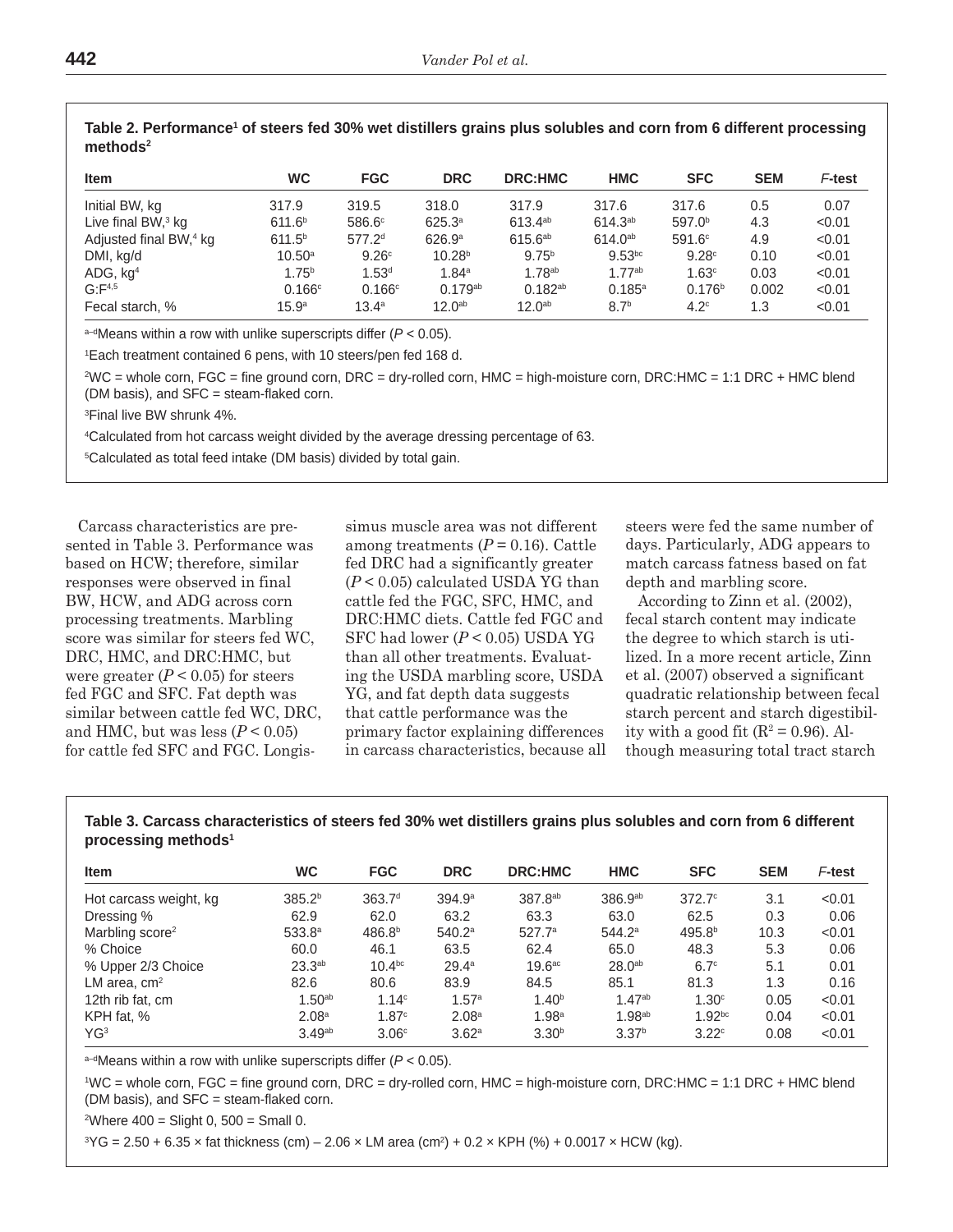**Table 2. Performance[1] of steers fed 30% wet distillers grains plus solubles and corn from 6 different processing methods[2]**

| Item | WC | FGC | DRC | DRC:HMC | HMC | SFC | SEM | *F*-test |
|---|---|---|---|---|---|---|---|---|
| Initial BW, kg | 317.9 | 319.5 | 318.0 | 317.9 | 317.6 | 317.6 | 0.5 | 0.07 |
| Live final BW,[3] kg | 611.6[b] | 586.6[c] | 625.3[a] | 613.4[ab] | 614.3[ab] | 597.0[b] | 4.3 | <0.01 |
| Adjusted final BW,[4] kg | 611.5[b] | 577.2[d] | 626.9[a] | 615.6[ab] | 614.0[ab] | 591.6[c] | 4.9 | <0.01 |
| DMI, kg/d | 10.50[a] | 9.26[c] | 10.28[b] | 9.75[b] | 9.53[bc] | 9.28[c] | 0.10 | <0.01 |
| ADG, kg[4] | 1.75[b] | 1.53[d] | 1.84[a] | 1.78[ab] | 1.77[ab] | 1.63[c] | 0.03 | <0.01 |
| G:F[4,5] | 0.166[c] | 0.166[c] | 0.179[ab] | 0.182[ab] | 0.185[a] | 0.176[b] | 0.002 | <0.01 |
| Fecal starch, % | 15.9[a] | 13.4[a] | 12.0[ab] | 12.0[ab] | 8.7[b] | 4.2[c] | 1.3 | <0.01 |

[a–d]Means within a row with unlike superscripts differ ($P < 0.05$).

[1]Each treatment contained 6 pens, with 10 steers/pen fed 168 d.

[2]WC = whole corn, FGC = fine ground corn, DRC = dry-rolled corn, HMC = high-moisture corn, DRC:HMC = 1:1 DRC + HMC blend (DM basis), and SFC = steam-flaked corn.

[3]Final live BW shrunk 4%.

[4]Calculated from hot carcass weight divided by the average dressing percentage of 63.

[5]Calculated as total feed intake (DM basis) divided by total gain.

Carcass characteristics are presented in Table 3. Performance was based on HCW; therefore, similar responses were observed in final BW, HCW, and ADG across corn processing treatments. Marbling score was similar for steers fed WC, DRC, HMC, and DRC:HMC, but were greater ($P < 0.05$) for steers fed FGC and SFC. Fat depth was similar between cattle fed WC, DRC, and HMC, but was less ($P < 0.05$) for cattle fed SFC and FGC. Longissimus muscle area was not different among treatments ($P = 0.16$). Cattle fed DRC had a significantly greater ($P < 0.05$) calculated USDA YG than cattle fed the FGC, SFC, HMC, and DRC:HMC diets. Cattle fed FGC and SFC had lower ($P < 0.05$) USDA YG than all other treatments. Evaluating the USDA marbling score, USDA YG, and fat depth data suggests that cattle performance was the primary factor explaining differences in carcass characteristics, because all steers were fed the same number of days. Particularly, ADG appears to match carcass fatness based on fat depth and marbling score.

According to Zinn et al. (2002), fecal starch content may indicate the degree to which starch is utilized. In a more recent article, Zinn et al. (2007) observed a significant quadratic relationship between fecal starch percent and starch digestibility with a good fit ($R^2 = 0.96$). Although measuring total tract starch

**Table 3. Carcass characteristics of steers fed 30% wet distillers grains plus solubles and corn from 6 different processing methods[1]**

| Item | WC | FGC | DRC | DRC:HMC | HMC | SFC | SEM | *F*-test |
|---|---|---|---|---|---|---|---|---|
| Hot carcass weight, kg | 385.2[b] | 363.7[d] | 394.9[a] | 387.8[ab] | 386.9[ab] | 372.7[c] | 3.1 | <0.01 |
| Dressing % | 62.9 | 62.0 | 63.2 | 63.3 | 63.0 | 62.5 | 0.3 | 0.06 |
| Marbling score[2] | 533.8[a] | 486.8[b] | 540.2[a] | 527.7[a] | 544.2[a] | 495.8[b] | 10.3 | <0.01 |
| % Choice | 60.0 | 46.1 | 63.5 | 62.4 | 65.0 | 48.3 | 5.3 | 0.06 |
| % Upper 2/3 Choice | 23.3[ab] | 10.4[bc] | 29.4[a] | 19.6[ac] | 28.0[ab] | 6.7[c] | 5.1 | 0.01 |
| LM area, cm² | 82.6 | 80.6 | 83.9 | 84.5 | 85.1 | 81.3 | 1.3 | 0.16 |
| 12th rib fat, cm | 1.50[ab] | 1.14[c] | 1.57[a] | 1.40[b] | 1.47[ab] | 1.30[c] | 0.05 | <0.01 |
| KPH fat, % | 2.08[a] | 1.87[c] | 2.08[a] | 1.98[a] | 1.98[ab] | 1.92[bc] | 0.04 | <0.01 |
| YG[3] | 3.49[ab] | 3.06[c] | 3.62[a] | 3.30[b] | 3.37[b] | 3.22[c] | 0.08 | <0.01 |

[a–d]Means within a row with unlike superscripts differ ($P < 0.05$).

[1]WC = whole corn, FGC = fine ground corn, DRC = dry-rolled corn, HMC = high-moisture corn, DRC:HMC = 1:1 DRC + HMC blend (DM basis), and SFC = steam-flaked corn.

[2]Where 400 = Slight 0, 500 = Small 0.

[3]$YG = 2.50 + 6.35 \times \text{fat thickness (cm)} - 2.06 \times \text{LM area (cm}^2) + 0.2 \times \text{KPH (\%)} + 0.0017 \times \text{HCW (kg)}$.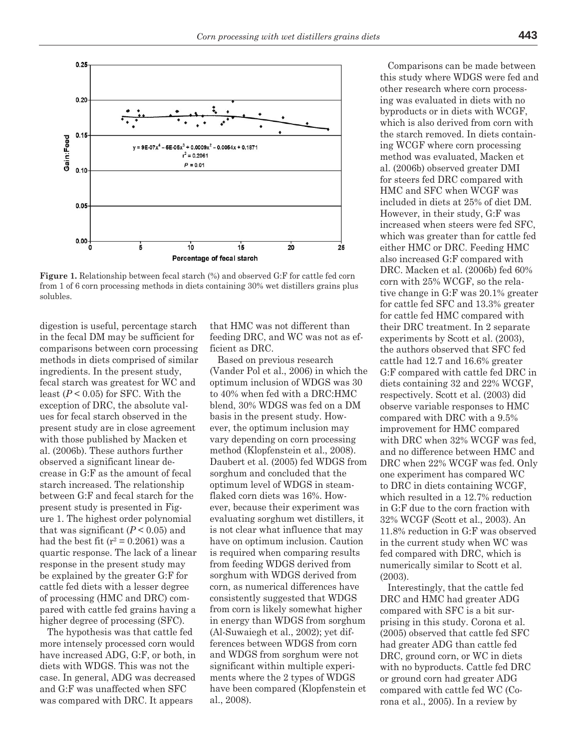Figure 1. Relationship between fecal starch (%) and observed G:F for cattle fed corn from 1 of 6 corn processing methods in diets containing 30% wet distillers grains plus solubles.

digestion is useful, percentage starch in the fecal DM may be sufficient for comparisons between corn processing methods in diets comprised of similar ingredients. In the present study, fecal starch was greatest for WC and least ($P < 0.05$) for SFC. With the exception of DRC, the absolute values for fecal starch observed in the present study are in close agreement with those published by Macken et al. (2006b). These authors further observed a significant linear decrease in G:F as the amount of fecal starch increased. The relationship between G:F and fecal starch for the present study is presented in Figure 1. The highest order polynomial that was significant ($P < 0.05$) and had the best fit ($r^2 = 0.2061$) was a quartic response. The lack of a linear response in the present study may be explained by the greater G:F for cattle fed diets with a lesser degree of processing (HMC and DRC) compared with cattle fed grains having a higher degree of processing (SFC).

The hypothesis was that cattle fed more intensely processed corn would have increased ADG, G:F, or both, in diets with WDGS. This was not the case. In general, ADG was decreased and G:F was unaffected when SFC was compared with DRC. It appears that HMC was not different than feeding DRC, and WC was not as efficient as DRC.

Based on previous research (Vander Pol et al., 2006) in which the optimum inclusion of WDGS was 30 to 40% when fed with a DRC:HMC blend, 30% WDGS was fed on a DM basis in the present study. However, the optimum inclusion may vary depending on corn processing method (Klopfenstein et al., 2008). Daubert et al. (2005) fed WDGS from sorghum and concluded that the optimum level of WDGS in steam-flaked corn diets was 16%. However, because their experiment was evaluating sorghum wet distillers, it is not clear what influence that may have on optimum inclusion. Caution is required when comparing results from feeding WDGS derived from sorghum with WDGS derived from corn, as numerical differences have consistently suggested that WDGS from corn is likely somewhat higher in energy than WDGS from sorghum (Al-Suwaiegh et al., 2002); yet differences between WDGS from corn and WDGS from sorghum were not significant within multiple experiments where the 2 types of WDGS have been compared (Klopfenstein et al., 2008).

Comparisons can be made between this study where WDGS were fed and other research where corn processing was evaluated in diets with no byproducts or in diets with WCGF, which is also derived from corn with the starch removed. In diets containing WCGF where corn processing method was evaluated, Macken et al. (2006b) observed greater DMI for steers fed DRC compared with HMC and SFC when WCGF was included in diets at 25% of diet DM. However, in their study, G:F was increased when steers were fed SFC, which was greater than for cattle fed either HMC or DRC. Feeding HMC also increased G:F compared with DRC. Macken et al. (2006b) fed 60% corn with 25% WCGF, so the relative change in G:F was 20.1% greater for cattle fed SFC and 13.3% greater for cattle fed HMC compared with their DRC treatment. In 2 separate experiments by Scott et al. (2003), the authors observed that SFC fed cattle had 12.7 and 16.6% greater G:F compared with cattle fed DRC in diets containing 32 and 22% WCGF, respectively. Scott et al. (2003) did observe variable responses to HMC compared with DRC with a 9.5% improvement for HMC compared with DRC when 32% WCGF was fed, and no difference between HMC and DRC when 22% WCGF was fed. Only one experiment has compared WC to DRC in diets containing WCGF, which resulted in a 12.7% reduction in G:F due to the corn fraction with 32% WCGF (Scott et al., 2003). An 11.8% reduction in G:F was observed in the current study when WC was fed compared with DRC, which is numerically similar to Scott et al. (2003).

Interestingly, that the cattle fed DRC and HMC had greater ADG compared with SFC is a bit surprising in this study. Corona et al. (2005) observed that cattle fed SFC had greater ADG than cattle fed DRC, ground corn, or WC in diets with no byproducts. Cattle fed DRC or ground corn had greater ADG compared with cattle fed WC (Corona et al., 2005). In a review by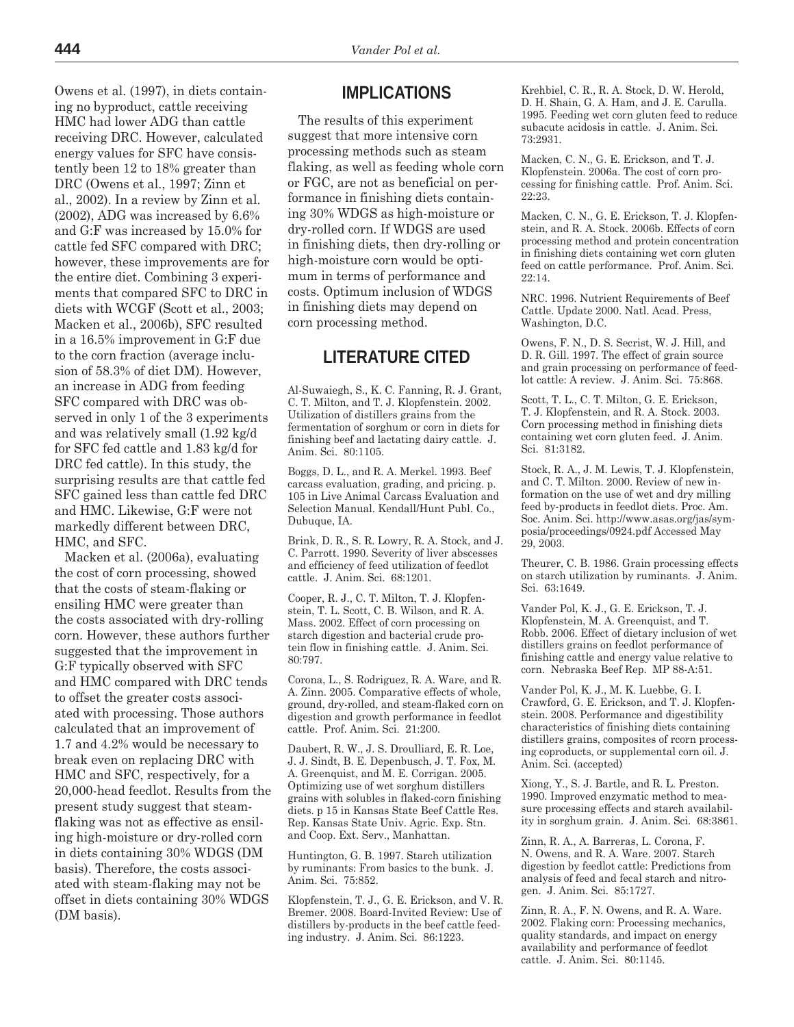Owens et al. (1997), in diets containing no byproduct, cattle receiving HMC had lower ADG than cattle receiving DRC. However, calculated energy values for SFC have consistently been 12 to 18% greater than DRC (Owens et al., 1997; Zinn et al., 2002). In a review by Zinn et al. (2002), ADG was increased by 6.6% and G:F was increased by 15.0% for cattle fed SFC compared with DRC; however, these improvements are for the entire diet. Combining 3 experiments that compared SFC to DRC in diets with WCGF (Scott et al., 2003; Macken et al., 2006b), SFC resulted in a 16.5% improvement in G:F due to the corn fraction (average inclusion of 58.3% of diet DM). However, an increase in ADG from feeding SFC compared with DRC was observed in only 1 of the 3 experiments and was relatively small (1.92 kg/d for SFC fed cattle and 1.83 kg/d for DRC fed cattle). In this study, the surprising results are that cattle fed SFC gained less than cattle fed DRC and HMC. Likewise, G:F were not markedly different between DRC, HMC, and SFC.

Macken et al. (2006a), evaluating the cost of corn processing, showed that the costs of steam-flaking or ensiling HMC were greater than the costs associated with dry-rolling corn. However, these authors further suggested that the improvement in G:F typically observed with SFC and HMC compared with DRC tends to offset the greater costs associated with processing. Those authors calculated that an improvement of 1.7 and 4.2% would be necessary to break even on replacing DRC with HMC and SFC, respectively, for a 20,000-head feedlot. Results from the present study suggest that steam-flaking was not as effective as ensiling high-moisture or dry-rolled corn in diets containing 30% WDGS (DM basis). Therefore, the costs associated with steam-flaking may not be offset in diets containing 30% WDGS (DM basis).

## IMPLICATIONS

The results of this experiment suggest that more intensive corn processing methods such as steam flaking, as well as feeding whole corn or FGC, are not as beneficial on performance in finishing diets containing 30% WDGS as high-moisture or dry-rolled corn. If WDGS are used in finishing diets, then dry-rolling or high-moisture corn would be optimum in terms of performance and costs. Optimum inclusion of WDGS in finishing diets may depend on corn processing method.

## LITERATURE CITED

Al-Suwaiegh, S., K. C. Fanning, R. J. Grant, C. T. Milton, and T. J. Klopfenstein. 2002. Utilization of distillers grains from the fermentation of sorghum or corn in diets for finishing beef and lactating dairy cattle. J. Anim. Sci. 80:1105.

Boggs, D. L., and R. A. Merkel. 1993. Beef carcass evaluation, grading, and pricing. p. 105 in Live Animal Carcass Evaluation and Selection Manual. Kendall/Hunt Publ. Co., Dubuque, IA.

Brink, D. R., S. R. Lowry, R. A. Stock, and J. C. Parrott. 1990. Severity of liver abscesses and efficiency of feed utilization of feedlot cattle. J. Anim. Sci. 68:1201.

Cooper, R. J., C. T. Milton, T. J. Klopfenstein, T. L. Scott, C. B. Wilson, and R. A. Mass. 2002. Effect of corn processing on starch digestion and bacterial crude protein flow in finishing cattle. J. Anim. Sci. 80:797.

Corona, L., S. Rodriguez, R. A. Ware, and R. A. Zinn. 2005. Comparative effects of whole, ground, dry-rolled, and steam-flaked corn on digestion and growth performance in feedlot cattle. Prof. Anim. Sci. 21:200.

Daubert, R. W., J. S. Droulliard, E. R. Loe, J. J. Sindt, B. E. Depenbusch, J. T. Fox, M. A. Greenquist, and M. E. Corrigan. 2005. Optimizing use of wet sorghum distillers grains with solubles in flaked-corn finishing diets. p 15 in Kansas State Beef Cattle Res. Rep. Kansas State Univ. Agric. Exp. Stn. and Coop. Ext. Serv., Manhattan.

Huntington, G. B. 1997. Starch utilization by ruminants: From basics to the bunk. J. Anim. Sci. 75:852.

Klopfenstein, T. J., G. E. Erickson, and V. R. Bremer. 2008. Board-Invited Review: Use of distillers by-products in the beef cattle feeding industry. J. Anim. Sci. 86:1223.

Krehbiel, C. R., R. A. Stock, D. W. Herold, D. H. Shain, G. A. Ham, and J. E. Carulla. 1995. Feeding wet corn gluten feed to reduce subacute acidosis in cattle. J. Anim. Sci. 73:2931.

Macken, C. N., G. E. Erickson, and T. J. Klopfenstein. 2006a. The cost of corn processing for finishing cattle. Prof. Anim. Sci. 22:23.

Macken, C. N., G. E. Erickson, T. J. Klopfenstein, and R. A. Stock. 2006b. Effects of corn processing method and protein concentration in finishing diets containing wet corn gluten feed on cattle performance. Prof. Anim. Sci. 22:14.

NRC. 1996. Nutrient Requirements of Beef Cattle. Update 2000. Natl. Acad. Press, Washington, D.C.

Owens, F. N., D. S. Secrist, W. J. Hill, and D. R. Gill. 1997. The effect of grain source and grain processing on performance of feedlot cattle: A review. J. Anim. Sci. 75:868.

Scott, T. L., C. T. Milton, G. E. Erickson, T. J. Klopfenstein, and R. A. Stock. 2003. Corn processing method in finishing diets containing wet corn gluten feed. J. Anim. Sci. 81:3182.

Stock, R. A., J. M. Lewis, T. J. Klopfenstein, and C. T. Milton. 2000. Review of new information on the use of wet and dry milling feed by-products in feedlot diets. Proc. Am. Soc. Anim. Sci. http://www.asas.org/jas/symposia/proceedings/0924.pdf Accessed May 29, 2003.

Theurer, C. B. 1986. Grain processing effects on starch utilization by ruminants. J. Anim. Sci. 63:1649.

Vander Pol, K. J., G. E. Erickson, T. J. Klopfenstein, M. A. Greenquist, and T. Robb. 2006. Effect of dietary inclusion of wet distillers grains on feedlot performance of finishing cattle and energy value relative to corn. Nebraska Beef Rep. MP 88-A:51.

Vander Pol, K. J., M. K. Luebbe, G. I. Crawford, G. E. Erickson, and T. J. Klopfenstein. 2008. Performance and digestibility characteristics of finishing diets containing distillers grains, composites of rcorn processing coproducts, or supplemental corn oil. J. Anim. Sci. (accepted)

Xiong, Y., S. J. Bartle, and R. L. Preston. 1990. Improved enzymatic method to measure processing effects and starch availability in sorghum grain. J. Anim. Sci. 68:3861.

Zinn, R. A., A. Barreras, L. Corona, F. N. Owens, and R. A. Ware. 2007. Starch digestion by feedlot cattle: Predictions from analysis of feed and fecal starch and nitrogen. J. Anim. Sci. 85:1727.

Zinn, R. A., F. N. Owens, and R. A. Ware. 2002. Flaking corn: Processing mechanics, quality standards, and impact on energy availability and performance of feedlot cattle. J. Anim. Sci. 80:1145.